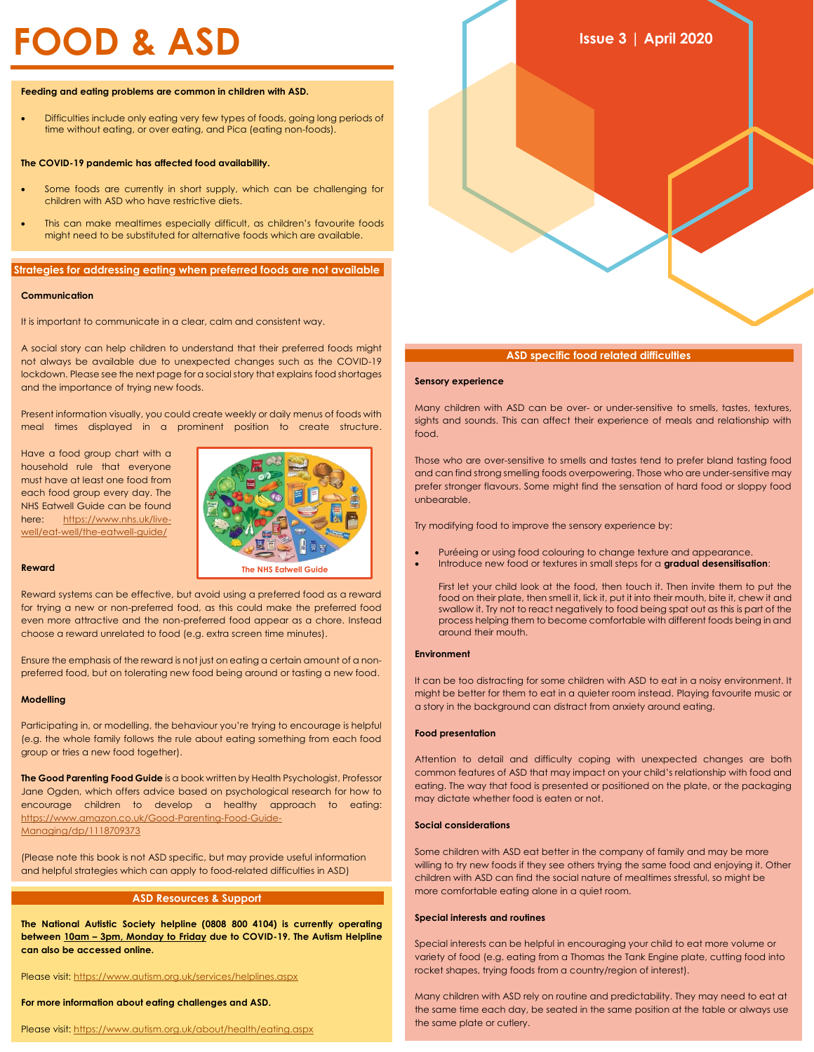# FOOD & ASD

Issue 3 | April 2020

**Feeding and eating problems are common in children with ASD.**

- Difficulties include only eating very few types of foods, going long periods of time without eating, or over eating, and Pica (eating non-foods).

**The COVID-19 pandemic has affected food availability.**

- Some foods are currently in short supply, which can be challenging for children with ASD who have restrictive diets.
- This can make mealtimes especially difficult, as children's favourite foods might need to be substituted for alternative foods which are available.

## Strategies for addressing eating when preferred foods are not available

**Communication**

It is important to communicate in a clear, calm and consistent way.

A social story can help children to understand that their preferred foods might not always be available due to unexpected changes such as the COVID-19 lockdown. Please see the next page for a social story that explains food shortages and the importance of trying new foods.

Present information visually, you could create weekly or daily menus of foods with meal times displayed in a prominent position to create structure.

Have a food group chart with a household rule that everyone must have at least one food from each food group every day. The NHS Eatwell Guide can be found here: https://www.nhs.uk/live-well/eat-well/the-eatwell-guide/

The NHS Eatwell Guide

**Reward**

Reward systems can be effective, but avoid using a preferred food as a reward for trying a new or non-preferred food, as this could make the preferred food even more attractive and the non-preferred food appear as a chore. Instead choose a reward unrelated to food (e.g. extra screen time minutes).

Ensure the emphasis of the reward is not just on eating a certain amount of a non-preferred food, but on tolerating new food being around or tasting a new food.

**Modelling**

Participating in, or modelling, the behaviour you're trying to encourage is helpful (e.g. the whole family follows the rule about eating something from each food group or tries a new food together).

**The Good Parenting Food Guide** is a book written by Health Psychologist, Professor Jane Ogden, which offers advice based on psychological research for how to encourage children to develop a healthy approach to eating: https://www.amazon.co.uk/Good-Parenting-Food-Guide-Managing/dp/1118709373

(Please note this book is not ASD specific, but may provide useful information and helpful strategies which can apply to food-related difficulties in ASD)

## ASD Resources & Support

**The National Autistic Society helpline (0808 800 4104) is currently operating between 10am – 3pm, Monday to Friday due to COVID-19. The Autism Helpline can also be accessed online.**

Please visit: https://www.autism.org.uk/services/helplines.aspx

**For more information about eating challenges and ASD.**

Please visit: https://www.autism.org.uk/about/health/eating.aspx

## ASD specific food related difficulties

**Sensory experience**

Many children with ASD can be over- or under-sensitive to smells, tastes, textures, sights and sounds. This can affect their experience of meals and relationship with food.

Those who are over-sensitive to smells and tastes tend to prefer bland tasting food and can find strong smelling foods overpowering. Those who are under-sensitive may prefer stronger flavours. Some might find the sensation of hard food or sloppy food unbearable.

Try modifying food to improve the sensory experience by:

- Puréeing or using food colouring to change texture and appearance.
- Introduce new food or textures in small steps for a **gradual desensitisation**:

  First let your child look at the food, then touch it. Then invite them to put the food on their plate, then smell it, lick it, put it into their mouth, bite it, chew it and swallow it. Try not to react negatively to food being spat out as this is part of the process helping them to become comfortable with different foods being in and around their mouth.

**Environment**

It can be too distracting for some children with ASD to eat in a noisy environment. It might be better for them to eat in a quieter room instead. Playing favourite music or a story in the background can distract from anxiety around eating.

**Food presentation**

Attention to detail and difficulty coping with unexpected changes are both common features of ASD that may impact on your child's relationship with food and eating. The way that food is presented or positioned on the plate, or the packaging may dictate whether food is eaten or not.

**Social considerations**

Some children with ASD eat better in the company of family and may be more willing to try new foods if they see others trying the same food and enjoying it. Other children with ASD can find the social nature of mealtimes stressful, so might be more comfortable eating alone in a quiet room.

**Special interests and routines**

Special interests can be helpful in encouraging your child to eat more volume or variety of food (e.g. eating from a Thomas the Tank Engine plate, cutting food into rocket shapes, trying foods from a country/region of interest).

Many children with ASD rely on routine and predictability. They may need to eat at the same time each day, be seated in the same position at the table or always use the same plate or cutlery.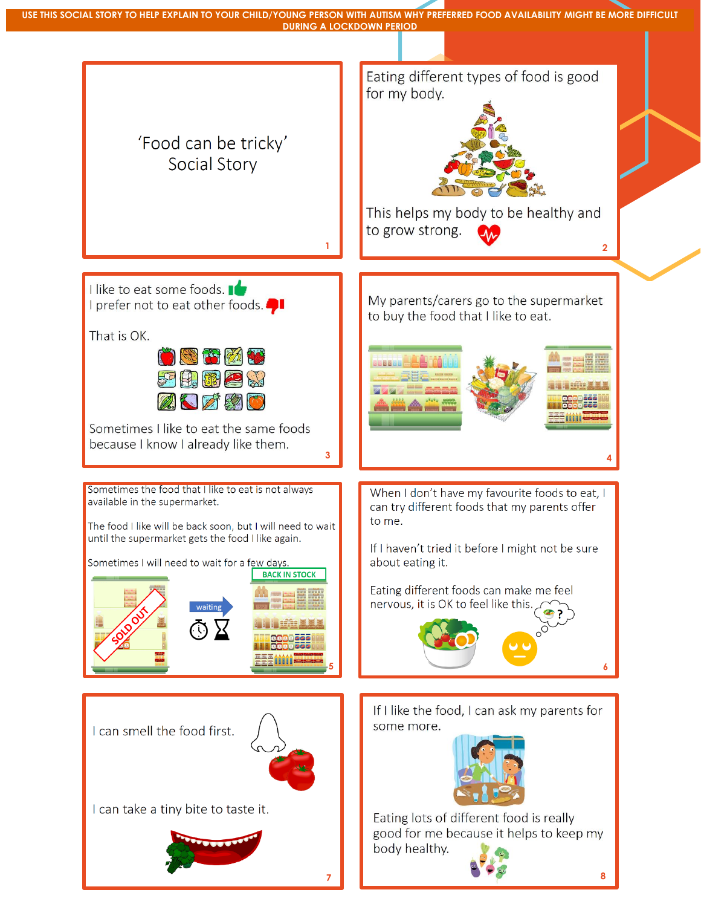USE THIS SOCIAL STORY TO HELP EXPLAIN TO YOUR CHILD/YOUNG PERSON WITH AUTISM WHY PREFERRED FOOD AVAILABILITY MIGHT BE MORE DIFFICULT DURING A LOCKDOWN PERIOD

# 'Food can be tricky' Social Story

Eating different types of food is good for my body.

This helps my body to be healthy and to grow strong.

I like to eat some foods.
I prefer not to eat other foods.

That is OK.

Sometimes I like to eat the same foods because I know I already like them.

My parents/carers go to the supermarket to buy the food that I like to eat.

Sometimes the food that I like to eat is not always available in the supermarket.

The food I like will be back soon, but I will need to wait until the supermarket gets the food I like again.

Sometimes I will need to wait for a few days.

SOLD OUT

waiting

BACK IN STOCK

When I don't have my favourite foods to eat, I can try different foods that my parents offer to me.

If I haven't tried it before I might not be sure about eating it.

Eating different foods can make me feel nervous, it is OK to feel like this.

I can smell the food first.

I can take a tiny bite to taste it.

If I like the food, I can ask my parents for some more.

Eating lots of different food is really good for me because it helps to keep my body healthy.